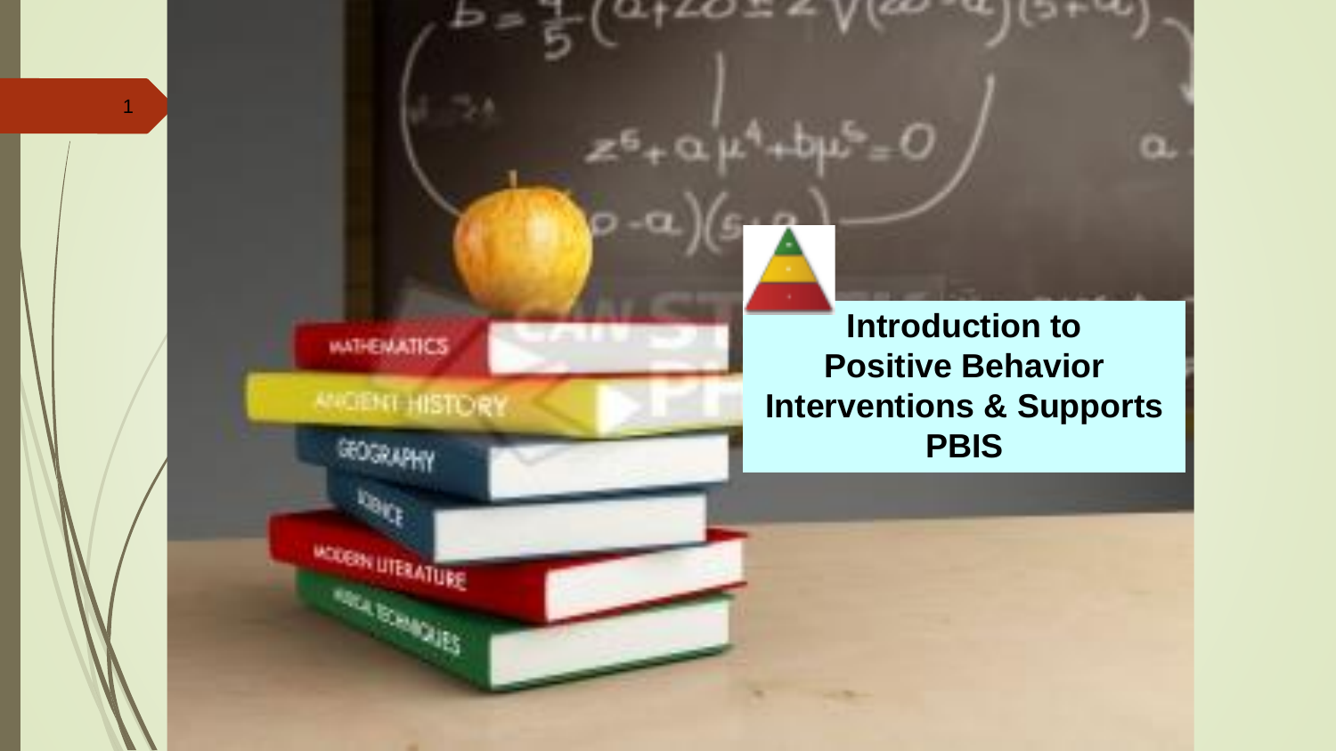# Introduction to Positive Behavior Interventions & Supports PBIS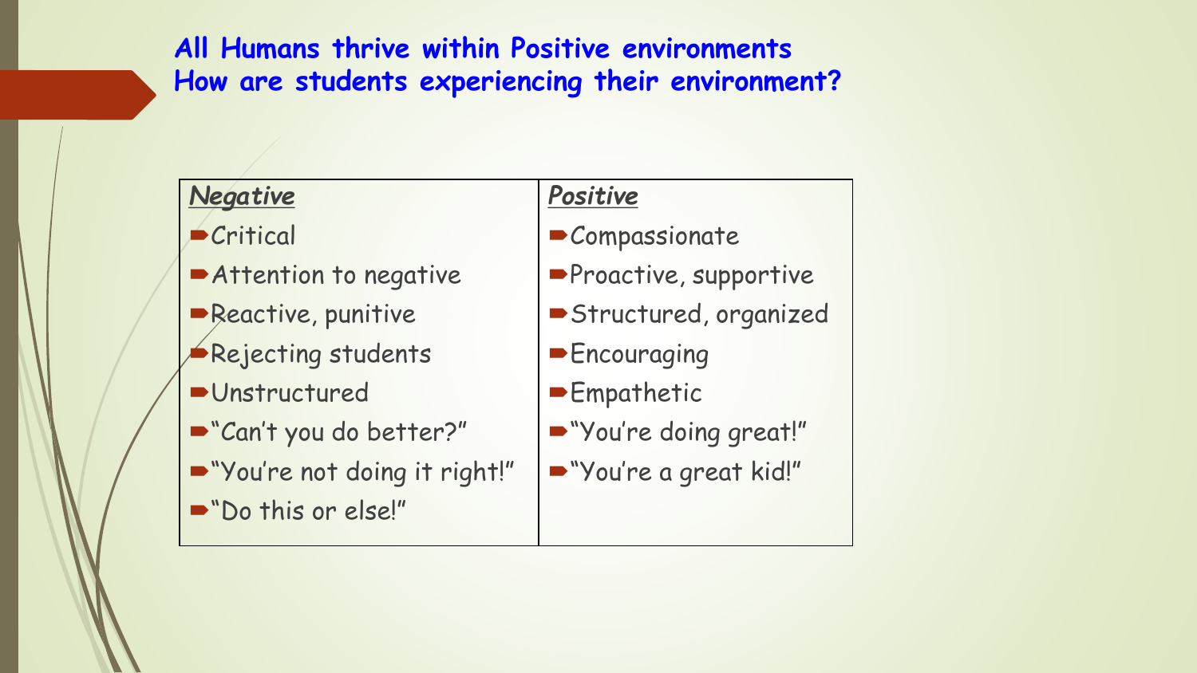## All Humans thrive within Positive environments
## How are students experiencing their environment?

| ***Negative*** | ***Positive*** |
| --- | --- |
| Critical | Compassionate |
| Attention to negative | Proactive, supportive |
| Reactive, punitive | Structured, organized |
| Rejecting students | Encouraging |
| Unstructured | Empathetic |
| "Can't you do better?" | "You're doing great!" |
| "You're not doing it right!" | "You're a great kid!" |
| "Do this or else!" | |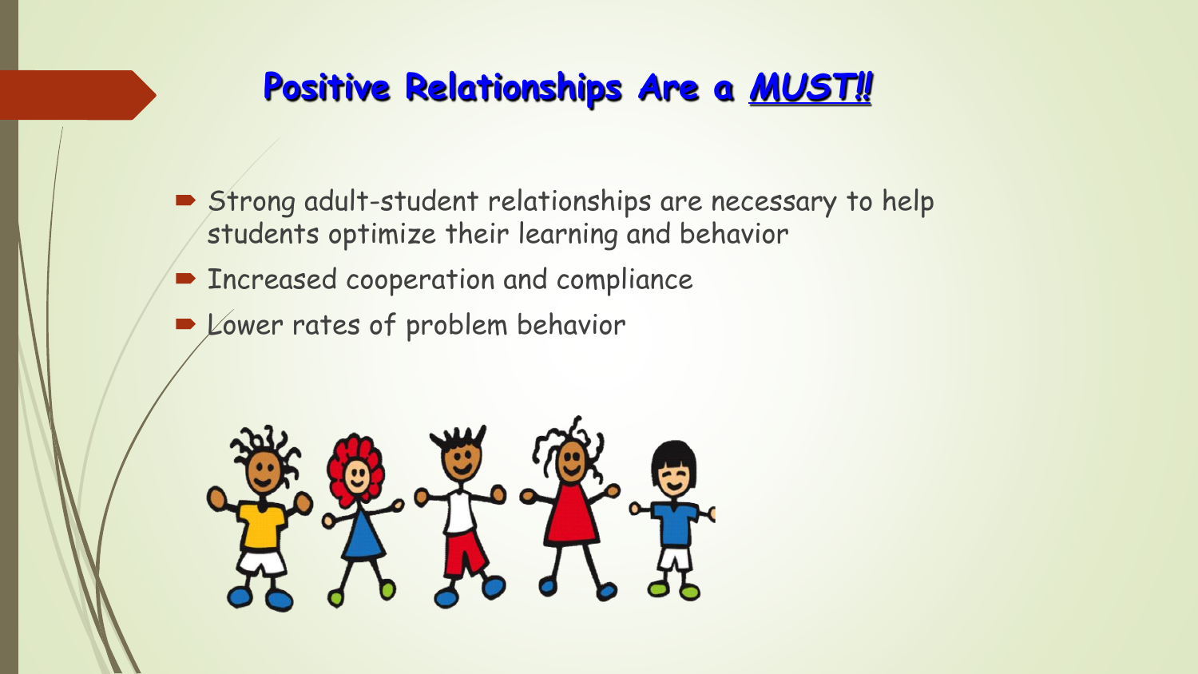## Positive Relationships Are a ***MUST!!***

- Strong adult-student relationships are necessary to help students optimize their learning and behavior
- Increased cooperation and compliance
- Lower rates of problem behavior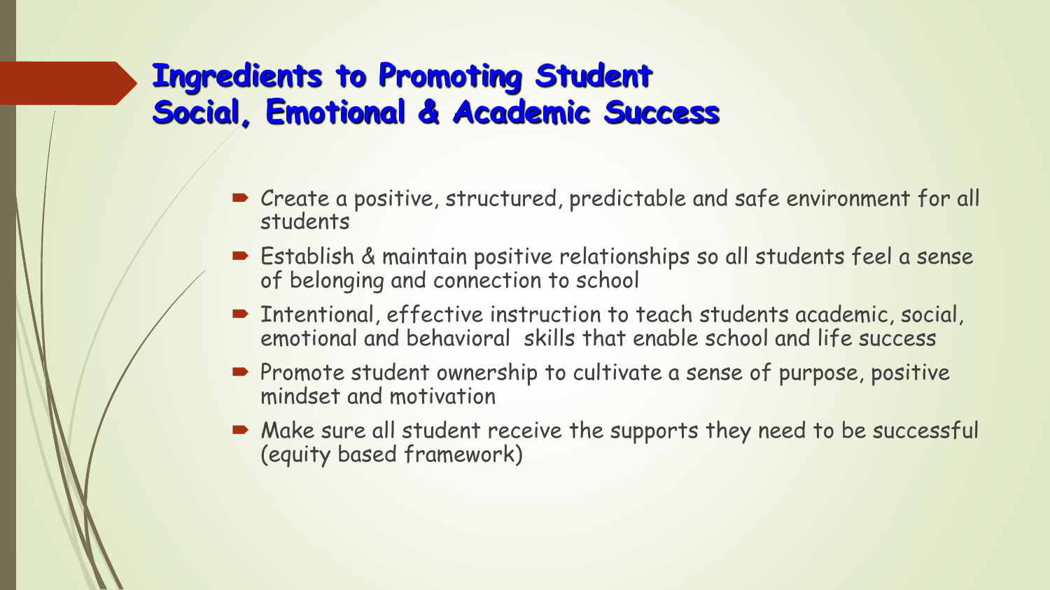# Ingredients to Promoting Student Social, Emotional & Academic Success

- Create a positive, structured, predictable and safe environment for all students
- Establish & maintain positive relationships so all students feel a sense of belonging and connection to school
- Intentional, effective instruction to teach students academic, social, emotional and behavioral skills that enable school and life success
- Promote student ownership to cultivate a sense of purpose, positive mindset and motivation
- Make sure all student receive the supports they need to be successful (equity based framework)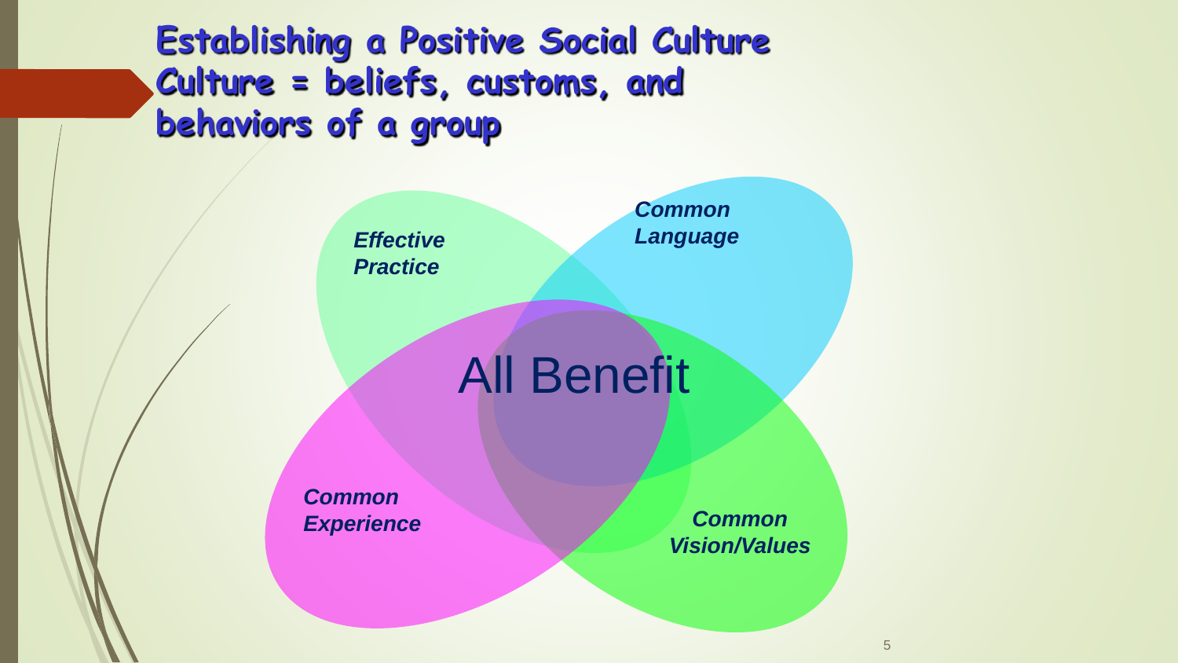# Establishing a Positive Social Culture

## Culture = beliefs, customs, and behaviors of a group

***Effective Practice***

***Common Language***

All Benefit

***Common Experience***

***Common Vision/Values***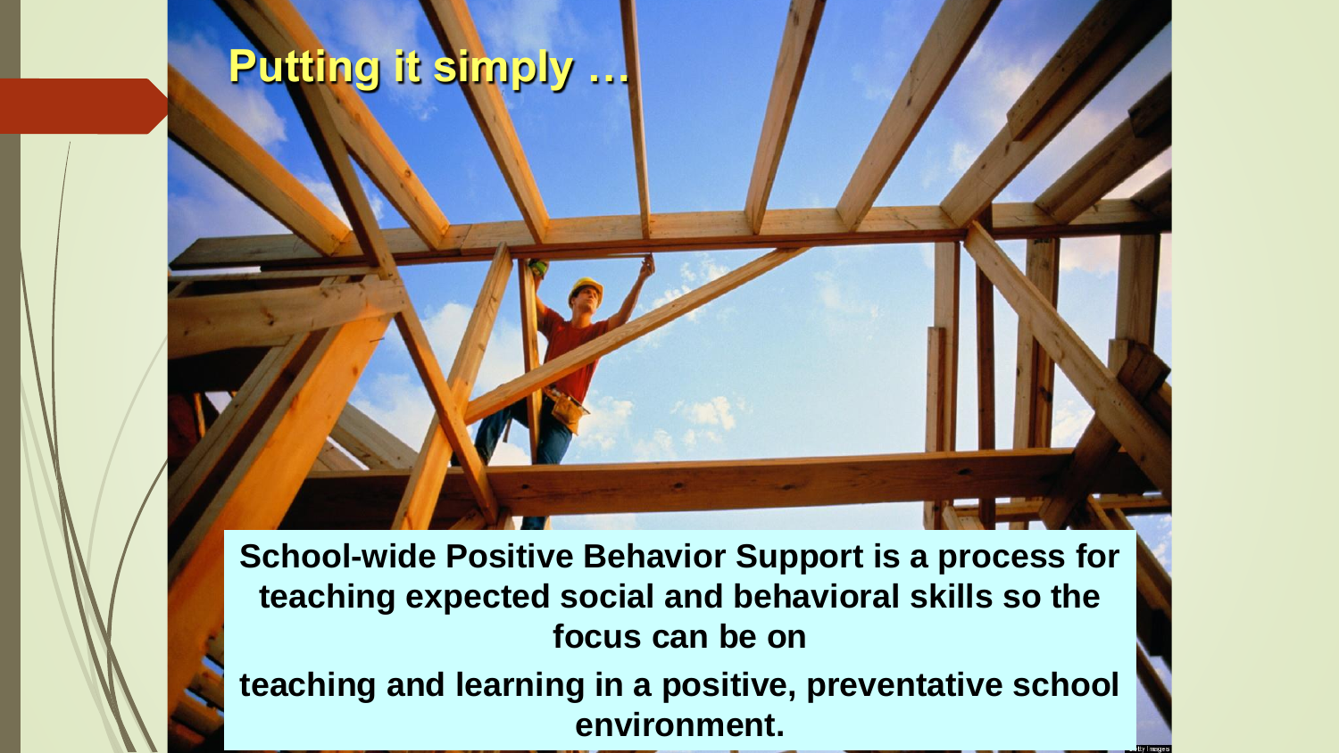# Putting it simply …

**School-wide Positive Behavior Support is a process for teaching expected social and behavioral skills so the focus can be on**

**teaching and learning in a positive, preventative school environment.**